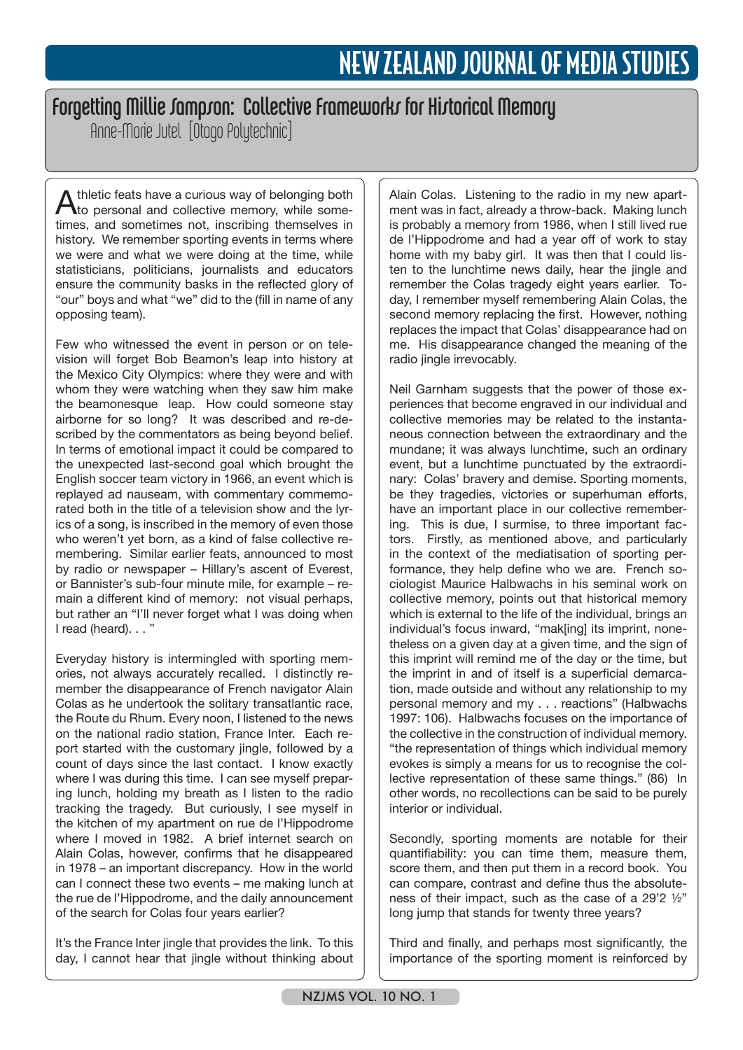# Forgetting Millie Sampson: Collective Frameworks for Historical Memory

Anne-Marie Jutel [Otago Polytechnic]

Athletic feats have a curious way of belonging both to personal and collective memory, while sometimes, and sometimes not, inscribing themselves in history. We remember sporting events in terms where we were and what we were doing at the time, while statisticians, politicians, journalists and educators ensure the community basks in the reflected glory of "our" boys and what "we" did to the (fill in name of any opposing team).

Few who witnessed the event in person or on television will forget Bob Beamon's leap into history at the Mexico City Olympics: where they were and with whom they were watching when they saw him make the beamonesque leap. How could someone stay airborne for so long? It was described and re-described by the commentators as being beyond belief. In terms of emotional impact it could be compared to the unexpected last-second goal which brought the English soccer team victory in 1966, an event which is replayed ad nauseam, with commentary commemorated both in the title of a television show and the lyrics of a song, is inscribed in the memory of even those who weren't yet born, as a kind of false collective remembering. Similar earlier feats, announced to most by radio or newspaper – Hillary's ascent of Everest, or Bannister's sub-four minute mile, for example – remain a different kind of memory: not visual perhaps, but rather an "I'll never forget what I was doing when I read (heard). . . "

Everyday history is intermingled with sporting memories, not always accurately recalled. I distinctly remember the disappearance of French navigator Alain Colas as he undertook the solitary transatlantic race, the Route du Rhum. Every noon, I listened to the news on the national radio station, France Inter. Each report started with the customary jingle, followed by a count of days since the last contact. I know exactly where I was during this time. I can see myself preparing lunch, holding my breath as I listen to the radio tracking the tragedy. But curiously, I see myself in the kitchen of my apartment on rue de l'Hippodrome where I moved in 1982. A brief internet search on Alain Colas, however, confirms that he disappeared in 1978 – an important discrepancy. How in the world can I connect these two events – me making lunch at the rue de l'Hippodrome, and the daily announcement of the search for Colas four years earlier?

It's the France Inter jingle that provides the link. To this day, I cannot hear that jingle without thinking about Alain Colas. Listening to the radio in my new apartment was in fact, already a throw-back. Making lunch is probably a memory from 1986, when I still lived rue de l'Hippodrome and had a year off of work to stay home with my baby girl. It was then that I could listen to the lunchtime news daily, hear the jingle and remember the Colas tragedy eight years earlier. Today, I remember myself remembering Alain Colas, the second memory replacing the first. However, nothing replaces the impact that Colas' disappearance had on me. His disappearance changed the meaning of the radio jingle irrevocably.

Neil Garnham suggests that the power of those experiences that become engraved in our individual and collective memories may be related to the instantaneous connection between the extraordinary and the mundane; it was always lunchtime, such an ordinary event, but a lunchtime punctuated by the extraordinary: Colas' bravery and demise. Sporting moments, be they tragedies, victories or superhuman efforts, have an important place in our collective remembering. This is due, I surmise, to three important factors. Firstly, as mentioned above, and particularly in the context of the mediatisation of sporting performance, they help define who we are. French sociologist Maurice Halbwachs in his seminal work on collective memory, points out that historical memory which is external to the life of the individual, brings an individual's focus inward, "mak[ing] its imprint, nonetheless on a given day at a given time, and the sign of this imprint will remind me of the day or the time, but the imprint in and of itself is a superficial demarcation, made outside and without any relationship to my personal memory and my . . . reactions" (Halbwachs 1997: 106). Halbwachs focuses on the importance of the collective in the construction of individual memory. "the representation of things which individual memory evokes is simply a means for us to recognise the collective representation of these same things." (86) In other words, no recollections can be said to be purely interior or individual.

Secondly, sporting moments are notable for their quantifiability: you can time them, measure them, score them, and then put them in a record book. You can compare, contrast and define thus the absoluteness of their impact, such as the case of a 29'2 ½" long jump that stands for twenty three years?

Third and finally, and perhaps most significantly, the importance of the sporting moment is reinforced by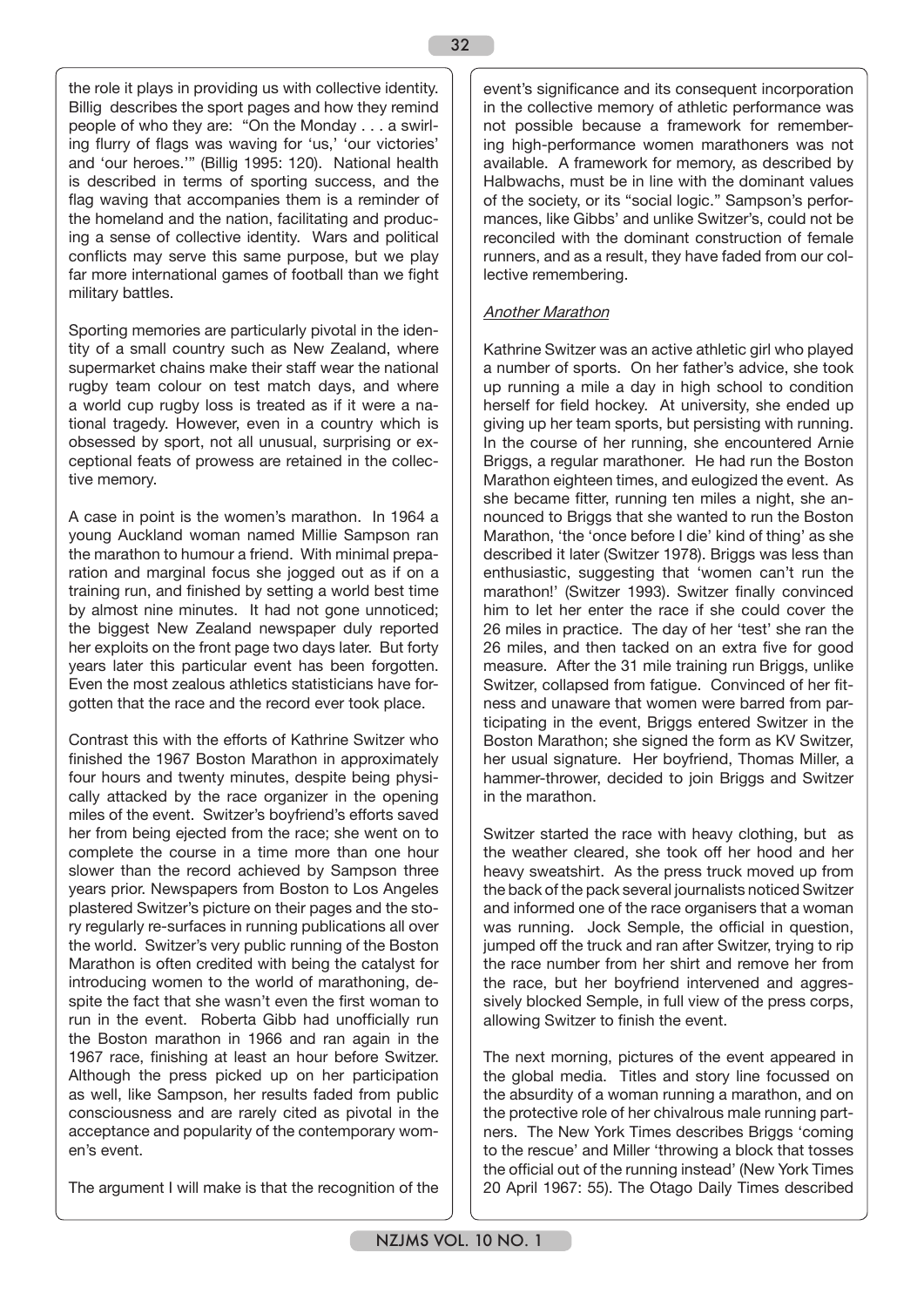the role it plays in providing us with collective identity. Billig describes the sport pages and how they remind people of who they are: "On the Monday . . . a swirling flurry of flags was waving for 'us,' 'our victories' and 'our heroes.'" (Billig 1995: 120). National health is described in terms of sporting success, and the flag waving that accompanies them is a reminder of the homeland and the nation, facilitating and producing a sense of collective identity. Wars and political conflicts may serve this same purpose, but we play far more international games of football than we fight military battles.

Sporting memories are particularly pivotal in the identity of a small country such as New Zealand, where supermarket chains make their staff wear the national rugby team colour on test match days, and where a world cup rugby loss is treated as if it were a national tragedy. However, even in a country which is obsessed by sport, not all unusual, surprising or exceptional feats of prowess are retained in the collective memory.

A case in point is the women's marathon. In 1964 a young Auckland woman named Millie Sampson ran the marathon to humour a friend. With minimal preparation and marginal focus she jogged out as if on a training run, and finished by setting a world best time by almost nine minutes. It had not gone unnoticed; the biggest New Zealand newspaper duly reported her exploits on the front page two days later. But forty years later this particular event has been forgotten. Even the most zealous athletics statisticians have forgotten that the race and the record ever took place.

Contrast this with the efforts of Kathrine Switzer who finished the 1967 Boston Marathon in approximately four hours and twenty minutes, despite being physically attacked by the race organizer in the opening miles of the event. Switzer's boyfriend's efforts saved her from being ejected from the race; she went on to complete the course in a time more than one hour slower than the record achieved by Sampson three years prior. Newspapers from Boston to Los Angeles plastered Switzer's picture on their pages and the story regularly re-surfaces in running publications all over the world. Switzer's very public running of the Boston Marathon is often credited with being the catalyst for introducing women to the world of marathoning, despite the fact that she wasn't even the first woman to run in the event. Roberta Gibb had unofficially run the Boston marathon in 1966 and ran again in the 1967 race, finishing at least an hour before Switzer. Although the press picked up on her participation as well, like Sampson, her results faded from public consciousness and are rarely cited as pivotal in the acceptance and popularity of the contemporary women's event.

The argument I will make is that the recognition of the event's significance and its consequent incorporation in the collective memory of athletic performance was not possible because a framework for remembering high-performance women marathoners was not available. A framework for memory, as described by Halbwachs, must be in line with the dominant values of the society, or its "social logic." Sampson's performances, like Gibbs' and unlike Switzer's, could not be reconciled with the dominant construction of female runners, and as a result, they have faded from our collective remembering.

### *Another Marathon*

Kathrine Switzer was an active athletic girl who played a number of sports. On her father's advice, she took up running a mile a day in high school to condition herself for field hockey. At university, she ended up giving up her team sports, but persisting with running. In the course of her running, she encountered Arnie Briggs, a regular marathoner. He had run the Boston Marathon eighteen times, and eulogized the event. As she became fitter, running ten miles a night, she announced to Briggs that she wanted to run the Boston Marathon, 'the 'once before I die' kind of thing' as she described it later (Switzer 1978). Briggs was less than enthusiastic, suggesting that 'women can't run the marathon!' (Switzer 1993). Switzer finally convinced him to let her enter the race if she could cover the 26 miles in practice. The day of her 'test' she ran the 26 miles, and then tacked on an extra five for good measure. After the 31 mile training run Briggs, unlike Switzer, collapsed from fatigue. Convinced of her fitness and unaware that women were barred from participating in the event, Briggs entered Switzer in the Boston Marathon; she signed the form as KV Switzer, her usual signature. Her boyfriend, Thomas Miller, a hammer-thrower, decided to join Briggs and Switzer in the marathon.

Switzer started the race with heavy clothing, but as the weather cleared, she took off her hood and her heavy sweatshirt. As the press truck moved up from the back of the pack several journalists noticed Switzer and informed one of the race organisers that a woman was running. Jock Semple, the official in question, jumped off the truck and ran after Switzer, trying to rip the race number from her shirt and remove her from the race, but her boyfriend intervened and aggressively blocked Semple, in full view of the press corps, allowing Switzer to finish the event.

The next morning, pictures of the event appeared in the global media. Titles and story line focussed on the absurdity of a woman running a marathon, and on the protective role of her chivalrous male running partners. The New York Times describes Briggs 'coming to the rescue' and Miller 'throwing a block that tosses the official out of the running instead' (New York Times 20 April 1967: 55). The Otago Daily Times described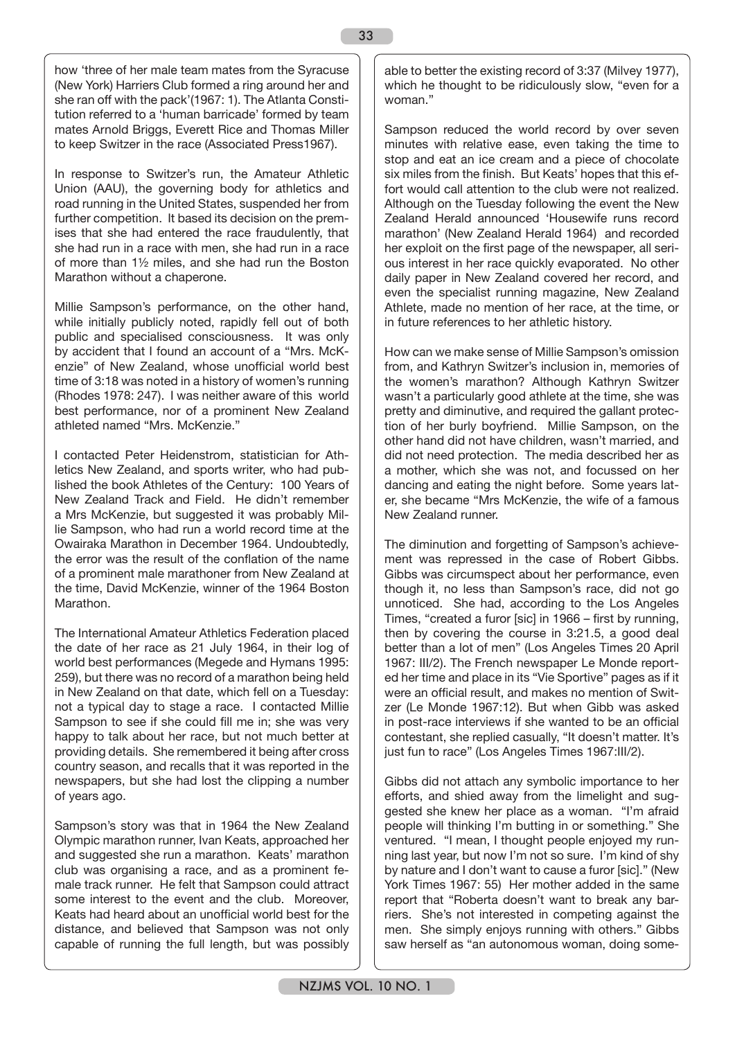how 'three of her male team mates from the Syracuse (New York) Harriers Club formed a ring around her and she ran off with the pack'(1967: 1). The Atlanta Constitution referred to a 'human barricade' formed by team mates Arnold Briggs, Everett Rice and Thomas Miller to keep Switzer in the race (Associated Press1967).

In response to Switzer's run, the Amateur Athletic Union (AAU), the governing body for athletics and road running in the United States, suspended her from further competition. It based its decision on the premises that she had entered the race fraudulently, that she had run in a race with men, she had run in a race of more than 1½ miles, and she had run the Boston Marathon without a chaperone.

Millie Sampson's performance, on the other hand, while initially publicly noted, rapidly fell out of both public and specialised consciousness. It was only by accident that I found an account of a "Mrs. McKenzie" of New Zealand, whose unofficial world best time of 3:18 was noted in a history of women's running (Rhodes 1978: 247). I was neither aware of this world best performance, nor of a prominent New Zealand athleted named "Mrs. McKenzie."

I contacted Peter Heidenstrom, statistician for Athletics New Zealand, and sports writer, who had published the book Athletes of the Century: 100 Years of New Zealand Track and Field. He didn't remember a Mrs McKenzie, but suggested it was probably Millie Sampson, who had run a world record time at the Owairaka Marathon in December 1964. Undoubtedly, the error was the result of the conflation of the name of a prominent male marathoner from New Zealand at the time, David McKenzie, winner of the 1964 Boston Marathon.

The International Amateur Athletics Federation placed the date of her race as 21 July 1964, in their log of world best performances (Megede and Hymans 1995: 259), but there was no record of a marathon being held in New Zealand on that date, which fell on a Tuesday: not a typical day to stage a race. I contacted Millie Sampson to see if she could fill me in; she was very happy to talk about her race, but not much better at providing details. She remembered it being after cross country season, and recalls that it was reported in the newspapers, but she had lost the clipping a number of years ago.

Sampson's story was that in 1964 the New Zealand Olympic marathon runner, Ivan Keats, approached her and suggested she run a marathon. Keats' marathon club was organising a race, and as a prominent female track runner. He felt that Sampson could attract some interest to the event and the club. Moreover, Keats had heard about an unofficial world best for the distance, and believed that Sampson was not only capable of running the full length, but was possibly able to better the existing record of 3:37 (Milvey 1977), which he thought to be ridiculously slow, "even for a woman."

Sampson reduced the world record by over seven minutes with relative ease, even taking the time to stop and eat an ice cream and a piece of chocolate six miles from the finish. But Keats' hopes that this effort would call attention to the club were not realized. Although on the Tuesday following the event the New Zealand Herald announced 'Housewife runs record marathon' (New Zealand Herald 1964) and recorded her exploit on the first page of the newspaper, all serious interest in her race quickly evaporated. No other daily paper in New Zealand covered her record, and even the specialist running magazine, New Zealand Athlete, made no mention of her race, at the time, or in future references to her athletic history.

How can we make sense of Millie Sampson's omission from, and Kathryn Switzer's inclusion in, memories of the women's marathon? Although Kathryn Switzer wasn't a particularly good athlete at the time, she was pretty and diminutive, and required the gallant protection of her burly boyfriend. Millie Sampson, on the other hand did not have children, wasn't married, and did not need protection. The media described her as a mother, which she was not, and focussed on her dancing and eating the night before. Some years later, she became "Mrs McKenzie, the wife of a famous New Zealand runner.

The diminution and forgetting of Sampson's achievement was repressed in the case of Robert Gibbs. Gibbs was circumspect about her performance, even though it, no less than Sampson's race, did not go unnoticed. She had, according to the Los Angeles Times, "created a furor [sic] in 1966 – first by running, then by covering the course in 3:21.5, a good deal better than a lot of men" (Los Angeles Times 20 April 1967: III/2). The French newspaper Le Monde reported her time and place in its "Vie Sportive" pages as if it were an official result, and makes no mention of Switzer (Le Monde 1967:12). But when Gibb was asked in post-race interviews if she wanted to be an official contestant, she replied casually, "It doesn't matter. It's just fun to race" (Los Angeles Times 1967:III/2).

Gibbs did not attach any symbolic importance to her efforts, and shied away from the limelight and suggested she knew her place as a woman. "I'm afraid people will thinking I'm butting in or something." She ventured. "I mean, I thought people enjoyed my running last year, but now I'm not so sure. I'm kind of shy by nature and I don't want to cause a furor [sic]." (New York Times 1967: 55) Her mother added in the same report that "Roberta doesn't want to break any barriers. She's not interested in competing against the men. She simply enjoys running with others." Gibbs saw herself as "an autonomous woman, doing some-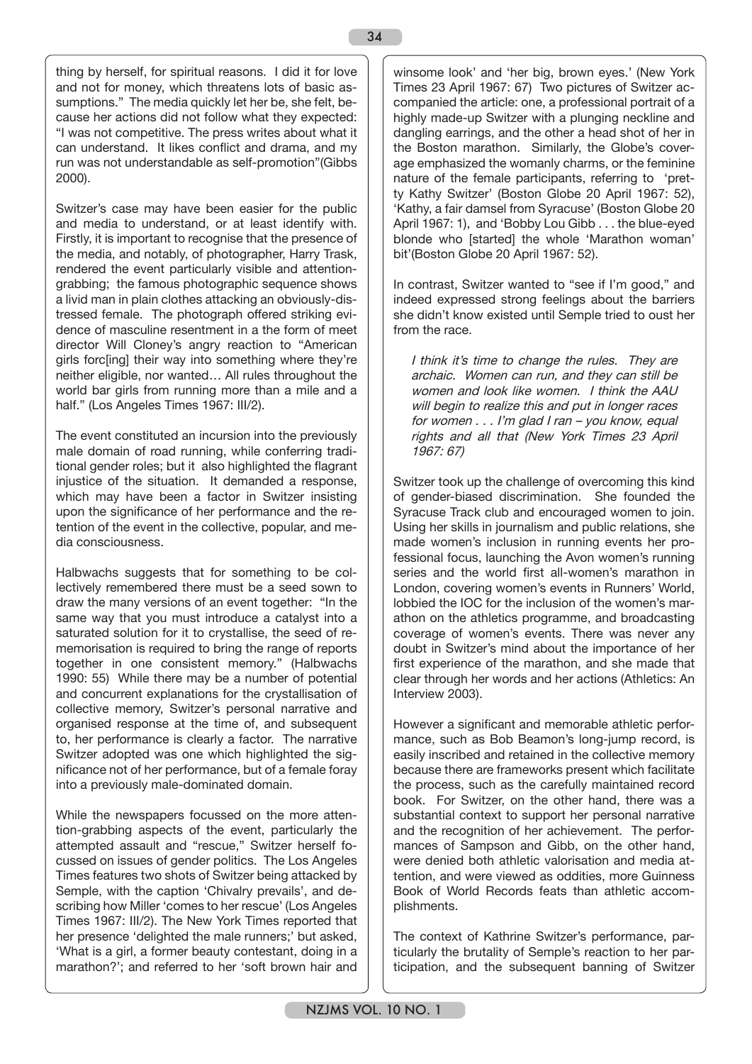thing by herself, for spiritual reasons. I did it for love and not for money, which threatens lots of basic assumptions." The media quickly let her be, she felt, because her actions did not follow what they expected: "I was not competitive. The press writes about what it can understand. It likes conflict and drama, and my run was not understandable as self-promotion"(Gibbs 2000).

Switzer's case may have been easier for the public and media to understand, or at least identify with. Firstly, it is important to recognise that the presence of the media, and notably, of photographer, Harry Trask, rendered the event particularly visible and attention-grabbing; the famous photographic sequence shows a livid man in plain clothes attacking an obviously-distressed female. The photograph offered striking evidence of masculine resentment in a the form of meet director Will Cloney's angry reaction to "American girls forc[ing] their way into something where they're neither eligible, nor wanted… All rules throughout the world bar girls from running more than a mile and a half." (Los Angeles Times 1967: III/2).

The event constituted an incursion into the previously male domain of road running, while conferring traditional gender roles; but it also highlighted the flagrant injustice of the situation. It demanded a response, which may have been a factor in Switzer insisting upon the significance of her performance and the retention of the event in the collective, popular, and media consciousness.

Halbwachs suggests that for something to be collectively remembered there must be a seed sown to draw the many versions of an event together: "In the same way that you must introduce a catalyst into a saturated solution for it to crystallise, the seed of rememorisation is required to bring the range of reports together in one consistent memory." (Halbwachs 1990: 55) While there may be a number of potential and concurrent explanations for the crystallisation of collective memory, Switzer's personal narrative and organised response at the time of, and subsequent to, her performance is clearly a factor. The narrative Switzer adopted was one which highlighted the significance not of her performance, but of a female foray into a previously male-dominated domain.

While the newspapers focussed on the more attention-grabbing aspects of the event, particularly the attempted assault and "rescue," Switzer herself focussed on issues of gender politics. The Los Angeles Times features two shots of Switzer being attacked by Semple, with the caption 'Chivalry prevails', and describing how Miller 'comes to her rescue' (Los Angeles Times 1967: III/2). The New York Times reported that her presence 'delighted the male runners;' but asked, 'What is a girl, a former beauty contestant, doing in a marathon?'; and referred to her 'soft brown hair and winsome look' and 'her big, brown eyes.' (New York Times 23 April 1967: 67) Two pictures of Switzer accompanied the article: one, a professional portrait of a highly made-up Switzer with a plunging neckline and dangling earrings, and the other a head shot of her in the Boston marathon. Similarly, the Globe's coverage emphasized the womanly charms, or the feminine nature of the female participants, referring to 'pretty Kathy Switzer' (Boston Globe 20 April 1967: 52), 'Kathy, a fair damsel from Syracuse' (Boston Globe 20 April 1967: 1), and 'Bobby Lou Gibb . . . the blue-eyed blonde who [started] the whole 'Marathon woman' bit'(Boston Globe 20 April 1967: 52).

In contrast, Switzer wanted to "see if I'm good," and indeed expressed strong feelings about the barriers she didn't know existed until Semple tried to oust her from the race.

> *I think it's time to change the rules. They are archaic. Women can run, and they can still be women and look like women. I think the AAU will begin to realize this and put in longer races for women . . . I'm glad I ran – you know, equal rights and all that (New York Times 23 April 1967: 67)*

Switzer took up the challenge of overcoming this kind of gender-biased discrimination. She founded the Syracuse Track club and encouraged women to join. Using her skills in journalism and public relations, she made women's inclusion in running events her professional focus, launching the Avon women's running series and the world first all-women's marathon in London, covering women's events in Runners' World, lobbied the IOC for the inclusion of the women's marathon on the athletics programme, and broadcasting coverage of women's events. There was never any doubt in Switzer's mind about the importance of her first experience of the marathon, and she made that clear through her words and her actions (Athletics: An Interview 2003).

However a significant and memorable athletic performance, such as Bob Beamon's long-jump record, is easily inscribed and retained in the collective memory because there are frameworks present which facilitate the process, such as the carefully maintained record book. For Switzer, on the other hand, there was a substantial context to support her personal narrative and the recognition of her achievement. The performances of Sampson and Gibb, on the other hand, were denied both athletic valorisation and media attention, and were viewed as oddities, more Guinness Book of World Records feats than athletic accomplishments.

The context of Kathrine Switzer's performance, particularly the brutality of Semple's reaction to her participation, and the subsequent banning of Switzer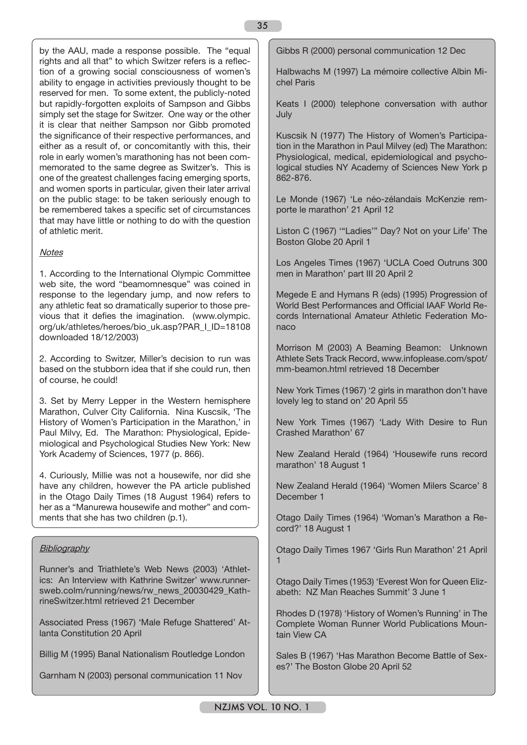by the AAU, made a response possible. The "equal rights and all that" to which Switzer refers is a reflection of a growing social consciousness of women's ability to engage in activities previously thought to be reserved for men. To some extent, the publicly-noted but rapidly-forgotten exploits of Sampson and Gibbs simply set the stage for Switzer. One way or the other it is clear that neither Sampson nor Gibb promoted the significance of their respective performances, and either as a result of, or concomitantly with this, their role in early women's marathoning has not been commemorated to the same degree as Switzer's. This is one of the greatest challenges facing emerging sports, and women sports in particular, given their later arrival on the public stage: to be taken seriously enough to be remembered takes a specific set of circumstances that may have little or nothing to do with the question of athletic merit.

*Notes*

1. According to the International Olympic Committee web site, the word "beamomnesque" was coined in response to the legendary jump, and now refers to any athletic feat so dramatically superior to those previous that it defies the imagination. (www.olympic.org/uk/athletes/heroes/bio_uk.asp?PAR_I_ID=18108 downloaded 18/12/2003)

2. According to Switzer, Miller's decision to run was based on the stubborn idea that if she could run, then of course, he could!

3. Set by Merry Lepper in the Western hemisphere Marathon, Culver City California. Nina Kuscsik, 'The History of Women's Participation in the Marathon,' in Paul Milvy, Ed. The Marathon: Physiological, Epidemiological and Psychological Studies New York: New York Academy of Sciences, 1977 (p. 866).

4. Curiously, Millie was not a housewife, nor did she have any children, however the PA article published in the Otago Daily Times (18 August 1964) refers to her as a "Manurewa housewife and mother" and comments that she has two children (p.1).

*Bibliography*

Runner's and Triathlete's Web News (2003) 'Athletics: An Interview with Kathrine Switzer' www.runnersweb.colm/running/news/rw_news_20030429_KathrineSwitzer.html retrieved 21 December

Associated Press (1967) 'Male Refuge Shattered' Atlanta Constitution 20 April

Billig M (1995) Banal Nationalism Routledge London

Garnham N (2003) personal communication 11 Nov

Gibbs R (2000) personal communication 12 Dec

Halbwachs M (1997) La mémoire collective Albin Michel Paris

Keats I (2000) telephone conversation with author July

Kuscsik N (1977) The History of Women's Participation in the Marathon in Paul Milvey (ed) The Marathon: Physiological, medical, epidemiological and psychological studies NY Academy of Sciences New York p 862-876.

Le Monde (1967) 'Le néo-zélandais McKenzie remporte le marathon' 21 April 12

Liston C (1967) '"Ladies'" Day? Not on your Life' The Boston Globe 20 April 1

Los Angeles Times (1967) 'UCLA Coed Outruns 300 men in Marathon' part III 20 April 2

Megede E and Hymans R (eds) (1995) Progression of World Best Performances and Official IAAF World Records International Amateur Athletic Federation Monaco

Morrison M (2003) A Beaming Beamon: Unknown Athlete Sets Track Record, www.infoplease.com/spot/mm-beamon.html retrieved 18 December

New York Times (1967) '2 girls in marathon don't have lovely leg to stand on' 20 April 55

New York Times (1967) 'Lady With Desire to Run Crashed Marathon' 67

New Zealand Herald (1964) 'Housewife runs record marathon' 18 August 1

New Zealand Herald (1964) 'Women Milers Scarce' 8 December 1

Otago Daily Times (1964) 'Woman's Marathon a Record?' 18 August 1

Otago Daily Times 1967 'Girls Run Marathon' 21 April 1

Otago Daily Times (1953) 'Everest Won for Queen Elizabeth: NZ Man Reaches Summit' 3 June 1

Rhodes D (1978) 'History of Women's Running' in The Complete Woman Runner World Publications Mountain View CA

Sales B (1967) 'Has Marathon Become Battle of Sexes?' The Boston Globe 20 April 52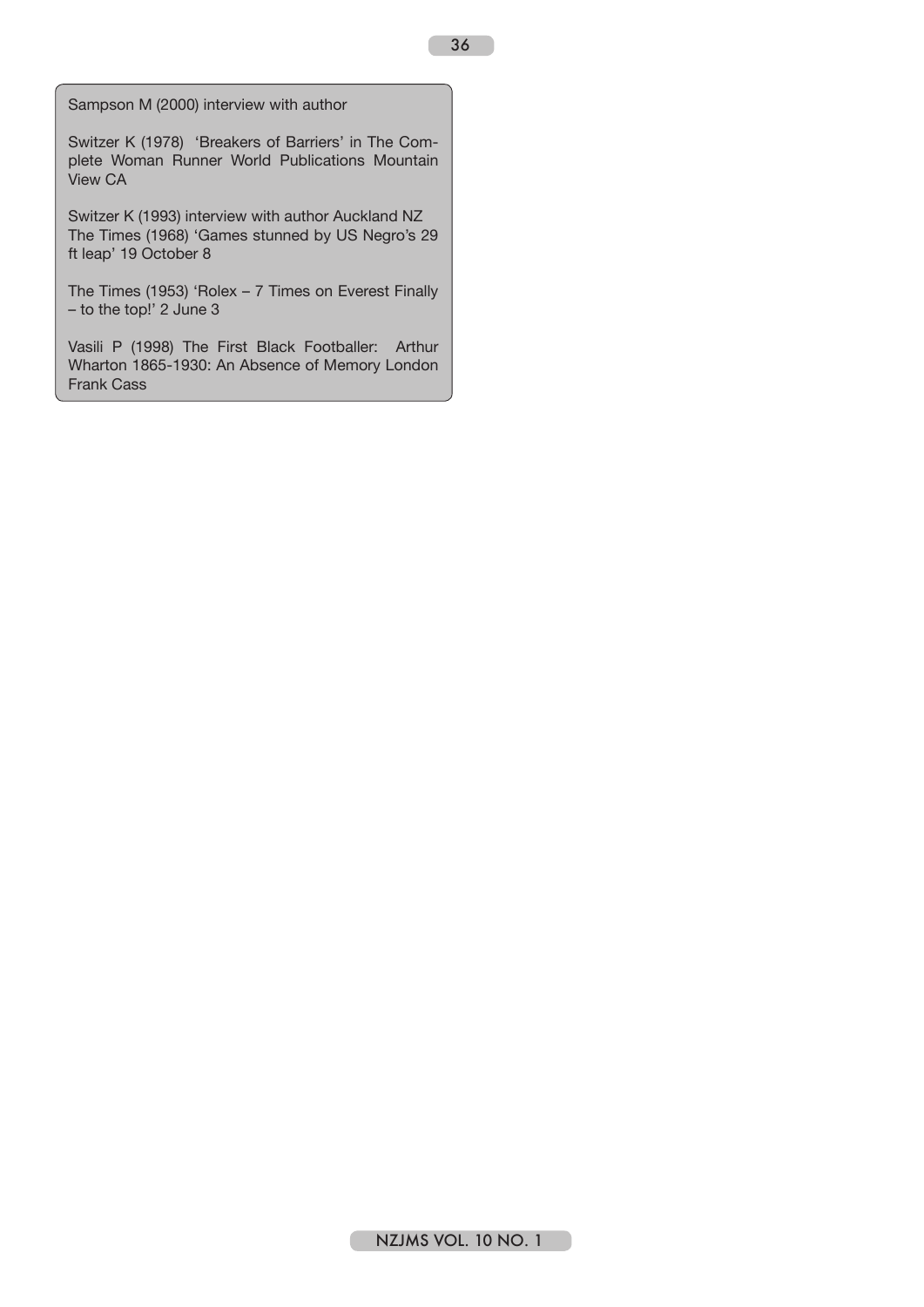Sampson M (2000) interview with author

Switzer K (1978) 'Breakers of Barriers' in The Complete Woman Runner World Publications Mountain View CA

Switzer K (1993) interview with author Auckland NZ

The Times (1968) 'Games stunned by US Negro's 29 ft leap' 19 October 8

The Times (1953) 'Rolex – 7 Times on Everest Finally – to the top!' 2 June 3

Vasili P (1998) The First Black Footballer: Arthur Wharton 1865-1930: An Absence of Memory London Frank Cass